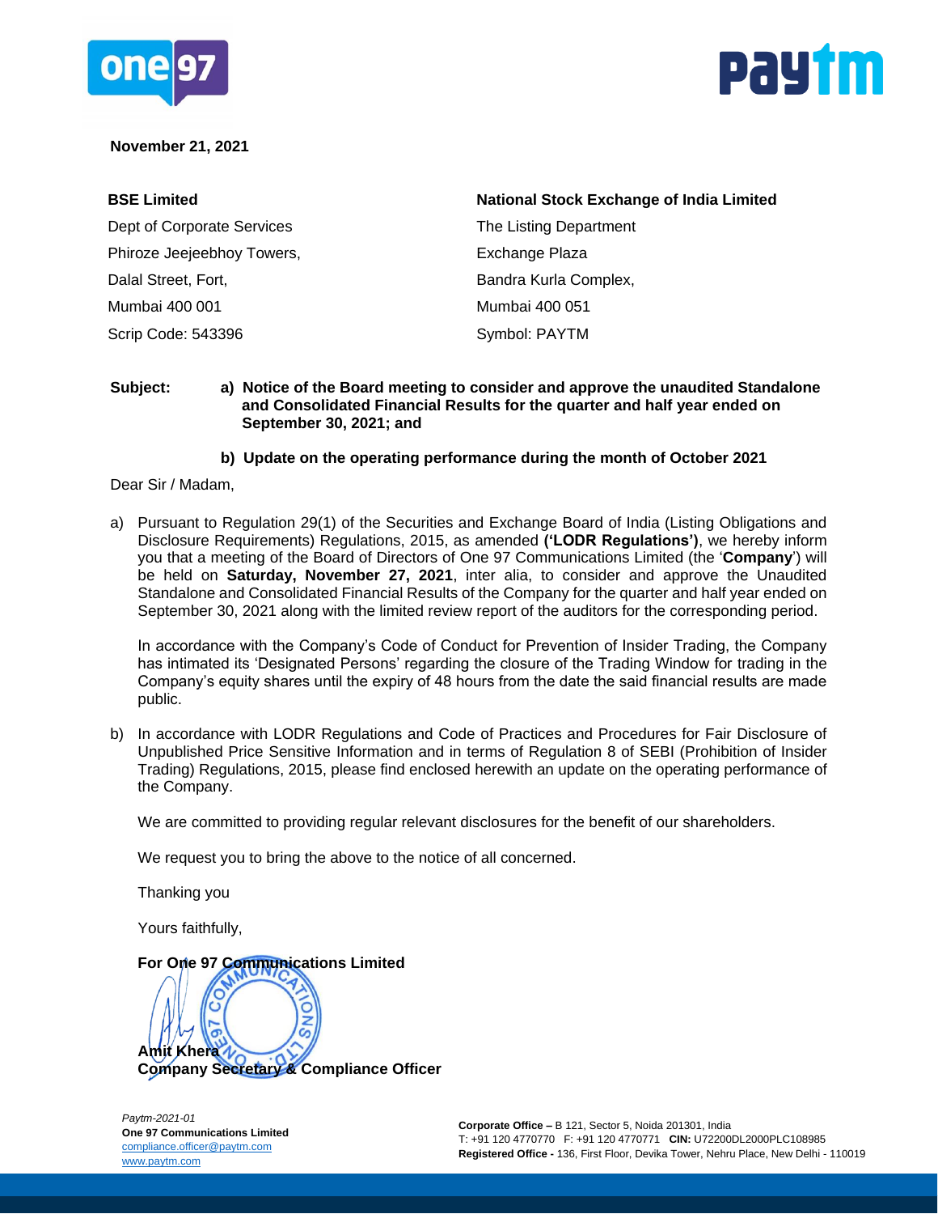**November 21, 2021**

| **BSE Limited** | **National Stock Exchange of India Limited** |
|---|---|
| Dept of Corporate Services | The Listing Department |
| Phiroze Jeejeebhoy Towers, | Exchange Plaza |
| Dalal Street, Fort, | Bandra Kurla Complex, |
| Mumbai 400 001 | Mumbai 400 051 |
| Scrip Code: 543396 | Symbol: PAYTM |

**Subject: a) Notice of the Board meeting to consider and approve the unaudited Standalone and Consolidated Financial Results for the quarter and half year ended on September 30, 2021; and**

**b) Update on the operating performance during the month of October 2021**

Dear Sir / Madam,

a) Pursuant to Regulation 29(1) of the Securities and Exchange Board of India (Listing Obligations and Disclosure Requirements) Regulations, 2015, as amended **('LODR Regulations')**, we hereby inform you that a meeting of the Board of Directors of One 97 Communications Limited (the '**Company**') will be held on **Saturday, November 27, 2021**, inter alia, to consider and approve the Unaudited Standalone and Consolidated Financial Results of the Company for the quarter and half year ended on September 30, 2021 along with the limited review report of the auditors for the corresponding period.

In accordance with the Company's Code of Conduct for Prevention of Insider Trading, the Company has intimated its 'Designated Persons' regarding the closure of the Trading Window for trading in the Company's equity shares until the expiry of 48 hours from the date the said financial results are made public.

b) In accordance with LODR Regulations and Code of Practices and Procedures for Fair Disclosure of Unpublished Price Sensitive Information and in terms of Regulation 8 of SEBI (Prohibition of Insider Trading) Regulations, 2015, please find enclosed herewith an update on the operating performance of the Company.

We are committed to providing regular relevant disclosures for the benefit of our shareholders.

We request you to bring the above to the notice of all concerned.

Thanking you

Yours faithfully,

**For One 97 Communications Limited**

**Amit Khera**
**Company Secretary & Compliance Officer**

*Paytm-2021-01*
**One 97 Communications Limited**
compliance.officer@paytm.com
www.paytm.com

**Corporate Office –** B 121, Sector 5, Noida 201301, India
T: +91 120 4770770 F: +91 120 4770771 **CIN:** U72200DL2000PLC108985
**Registered Office -** 136, First Floor, Devika Tower, Nehru Place, New Delhi - 110019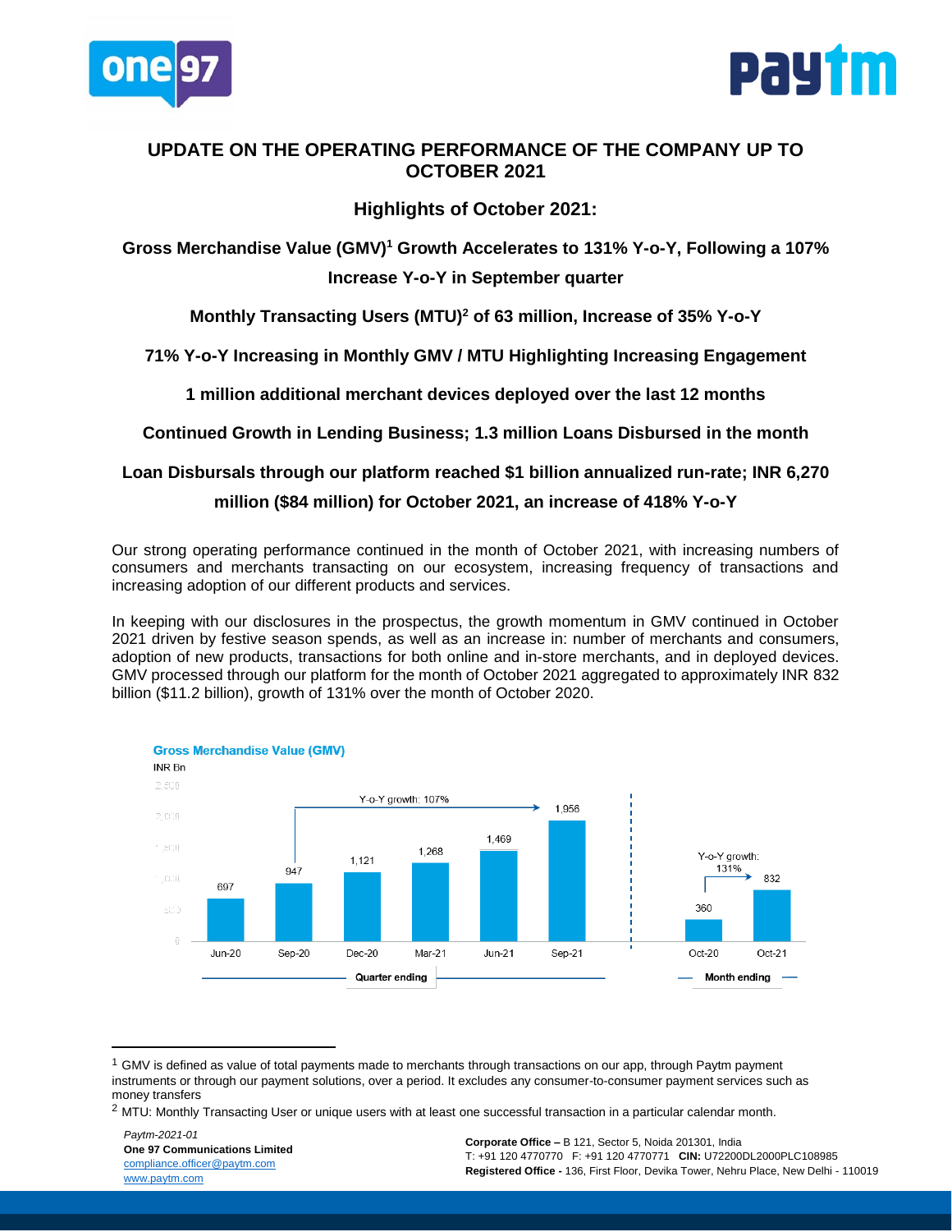# UPDATE ON THE OPERATING PERFORMANCE OF THE COMPANY UP TO OCTOBER 2021

## Highlights of October 2021:

**Gross Merchandise Value (GMV)[1] Growth Accelerates to 131% Y-o-Y, Following a 107% Increase Y-o-Y in September quarter**

**Monthly Transacting Users (MTU)[2] of 63 million, Increase of 35% Y-o-Y**

**71% Y-o-Y Increasing in Monthly GMV / MTU Highlighting Increasing Engagement**

**1 million additional merchant devices deployed over the last 12 months**

**Continued Growth in Lending Business; 1.3 million Loans Disbursed in the month**

**Loan Disbursals through our platform reached $1 billion annualized run-rate; INR 6,270 million ($84 million) for October 2021, an increase of 418% Y-o-Y**

Our strong operating performance continued in the month of October 2021, with increasing numbers of consumers and merchants transacting on our ecosystem, increasing frequency of transactions and increasing adoption of our different products and services.

In keeping with our disclosures in the prospectus, the growth momentum in GMV continued in October 2021 driven by festive season spends, as well as an increase in: number of merchants and consumers, adoption of new products, transactions for both online and in-store merchants, and in deployed devices. GMV processed through our platform for the month of October 2021 aggregated to approximately INR 832 billion ($11.2 billion), growth of 131% over the month of October 2020.

**Gross Merchandise Value (GMV)**

INR Bn

| Period | Type | GMV (INR Bn) |
|---|---|---|
| Jun-20 | Quarter ending | 697 |
| Sep-20 | Quarter ending | 947 |
| Dec-20 | Quarter ending | 1,121 |
| Mar-21 | Quarter ending | 1,268 |
| Jun-21 | Quarter ending | 1,469 |
| Sep-21 | Quarter ending | 1,956 |
| Oct-20 | Month ending | 360 |
| Oct-21 | Month ending | 832 |

Y-o-Y growth (Sep-20 to Sep-21): 107%

Y-o-Y growth (Oct-20 to Oct-21): 131%

---

[1] GMV is defined as value of total payments made to merchants through transactions on our app, through Paytm payment instruments or through our payment solutions, over a period. It excludes any consumer-to-consumer payment services such as money transfers

[2] MTU: Monthly Transacting User or unique users with at least one successful transaction in a particular calendar month.

*Paytm-2021-01*
**One 97 Communications Limited**
compliance.officer@paytm.com
www.paytm.com

**Corporate Office –** B 121, Sector 5, Noida 201301, India
T: +91 120 4770770 F: +91 120 4770771 **CIN:** U72200DL2000PLC108985
**Registered Office -** 136, First Floor, Devika Tower, Nehru Place, New Delhi - 110019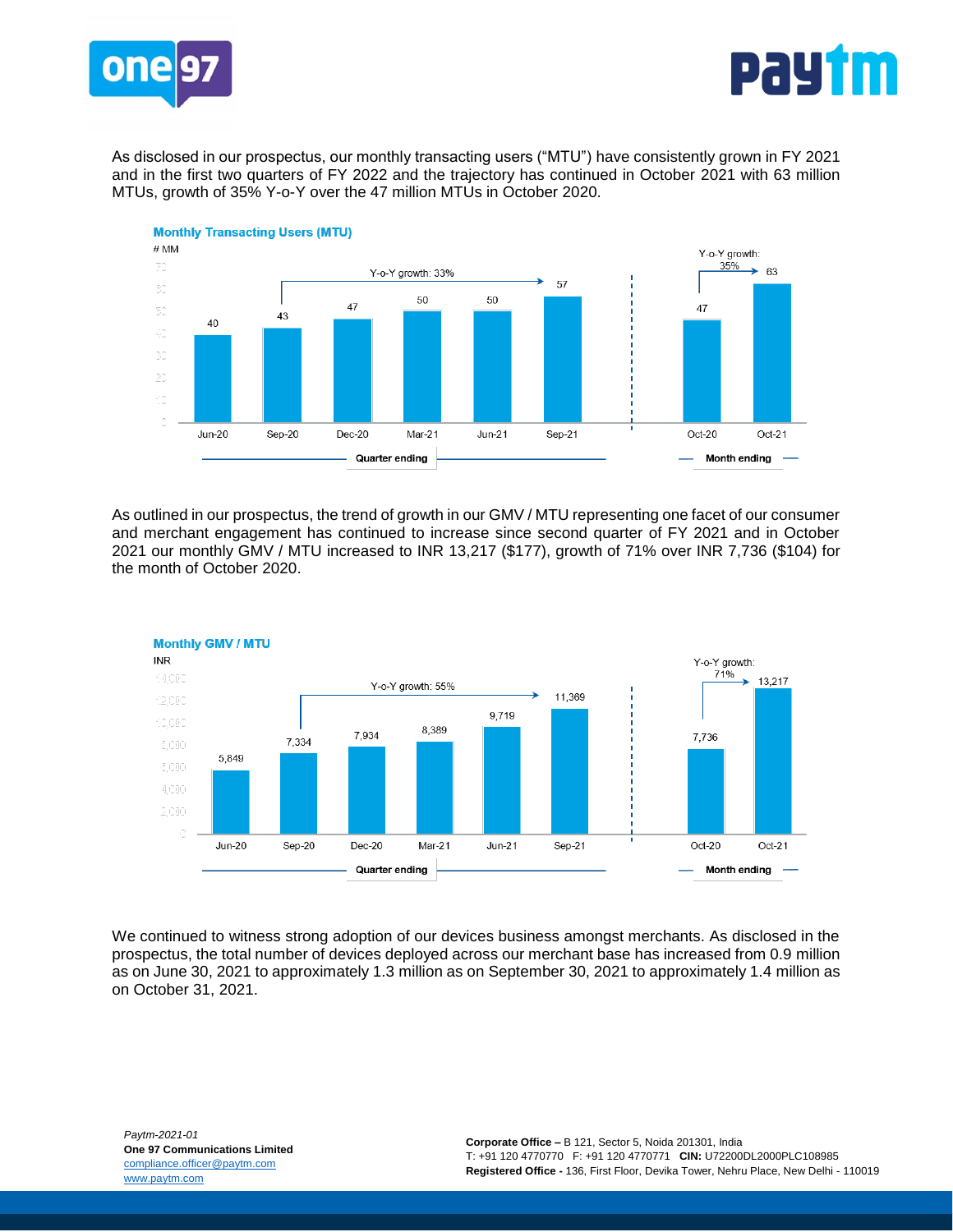As disclosed in our prospectus, our monthly transacting users ("MTU") have consistently grown in FY 2021 and in the first two quarters of FY 2022 and the trajectory has continued in October 2021 with 63 million MTUs, growth of 35% Y-o-Y over the 47 million MTUs in October 2020.

**Monthly Transacting Users (MTU)**

# MM

| | Jun-20 | Sep-20 | Dec-20 | Mar-21 | Jun-21 | Sep-21 | Oct-20 | Oct-21 |
|---|---|---|---|---|---|---|---|---|
| MTU (# MM) | 40 | 43 | 47 | 50 | 50 | 57 | 47 | 63 |

Quarter ending: Jun-20 to Sep-21 (Y-o-Y growth: 33%); Month ending: Oct-20 to Oct-21 (Y-o-Y growth: 35%)

As outlined in our prospectus, the trend of growth in our GMV / MTU representing one facet of our consumer and merchant engagement has continued to increase since second quarter of FY 2021 and in October 2021 our monthly GMV / MTU increased to INR 13,217 ($177), growth of 71% over INR 7,736 ($104) for the month of October 2020.

**Monthly GMV / MTU**

INR

| | Jun-20 | Sep-20 | Dec-20 | Mar-21 | Jun-21 | Sep-21 | Oct-20 | Oct-21 |
|---|---|---|---|---|---|---|---|---|
| GMV / MTU (INR) | 5,849 | 7,334 | 7,934 | 8,389 | 9,719 | 11,369 | 7,736 | 13,217 |

Quarter ending: Sep-20 to Sep-21 (Y-o-Y growth: 55%); Month ending: Oct-20 to Oct-21 (Y-o-Y growth: 71%)

We continued to witness strong adoption of our devices business amongst merchants. As disclosed in the prospectus, the total number of devices deployed across our merchant base has increased from 0.9 million as on June 30, 2021 to approximately 1.3 million as on September 30, 2021 to approximately 1.4 million as on October 31, 2021.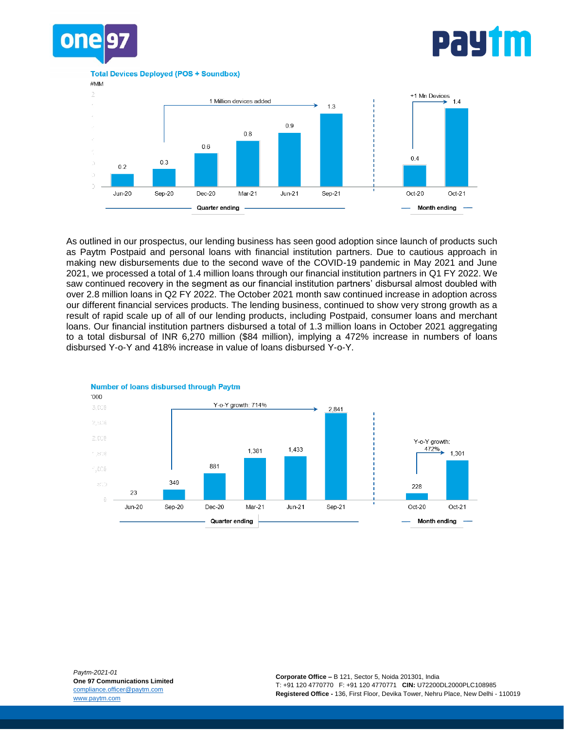**Total Devices Deployed (POS + Soundbox)**

#MM

| | Jun-20 | Sep-20 | Dec-20 | Mar-21 | Jun-21 | Sep-21 | Oct-20 | Oct-21 |
|---|---|---|---|---|---|---|---|---|
| Devices | 0.2 | 0.3 | 0.6 | 0.8 | 0.9 | 1.3 | 0.4 | 1.4 |

Quarter ending (Jun-20 to Sep-21): 1 Million devices added (Sep-20 to Sep-21). Month ending (Oct-20, Oct-21): +1 Mn Devices.

As outlined in our prospectus, our lending business has seen good adoption since launch of products such as Paytm Postpaid and personal loans with financial institution partners. Due to cautious approach in making new disbursements due to the second wave of the COVID-19 pandemic in May 2021 and June 2021, we processed a total of 1.4 million loans through our financial institution partners in Q1 FY 2022. We saw continued recovery in the segment as our financial institution partners' disbursal almost doubled with over 2.8 million loans in Q2 FY 2022. The October 2021 month saw continued increase in adoption across our different financial services products. The lending business, continued to show very strong growth as a result of rapid scale up of all of our lending products, including Postpaid, consumer loans and merchant loans. Our financial institution partners disbursed a total of 1.3 million loans in October 2021 aggregating to a total disbursal of INR 6,270 million ($84 million), implying a 472% increase in numbers of loans disbursed Y-o-Y and 418% increase in value of loans disbursed Y-o-Y.

**Number of loans disbursed through Paytm**

'000

| | Jun-20 | Sep-20 | Dec-20 | Mar-21 | Jun-21 | Sep-21 | Oct-20 | Oct-21 |
|---|---|---|---|---|---|---|---|---|
| Loans | 23 | 349 | 881 | 1,381 | 1,433 | 2,841 | 228 | 1,301 |

Quarter ending (Jun-20 to Sep-21): Y-o-Y growth: 714% (Sep-20 to Sep-21). Month ending (Oct-20, Oct-21): Y-o-Y growth: 472%.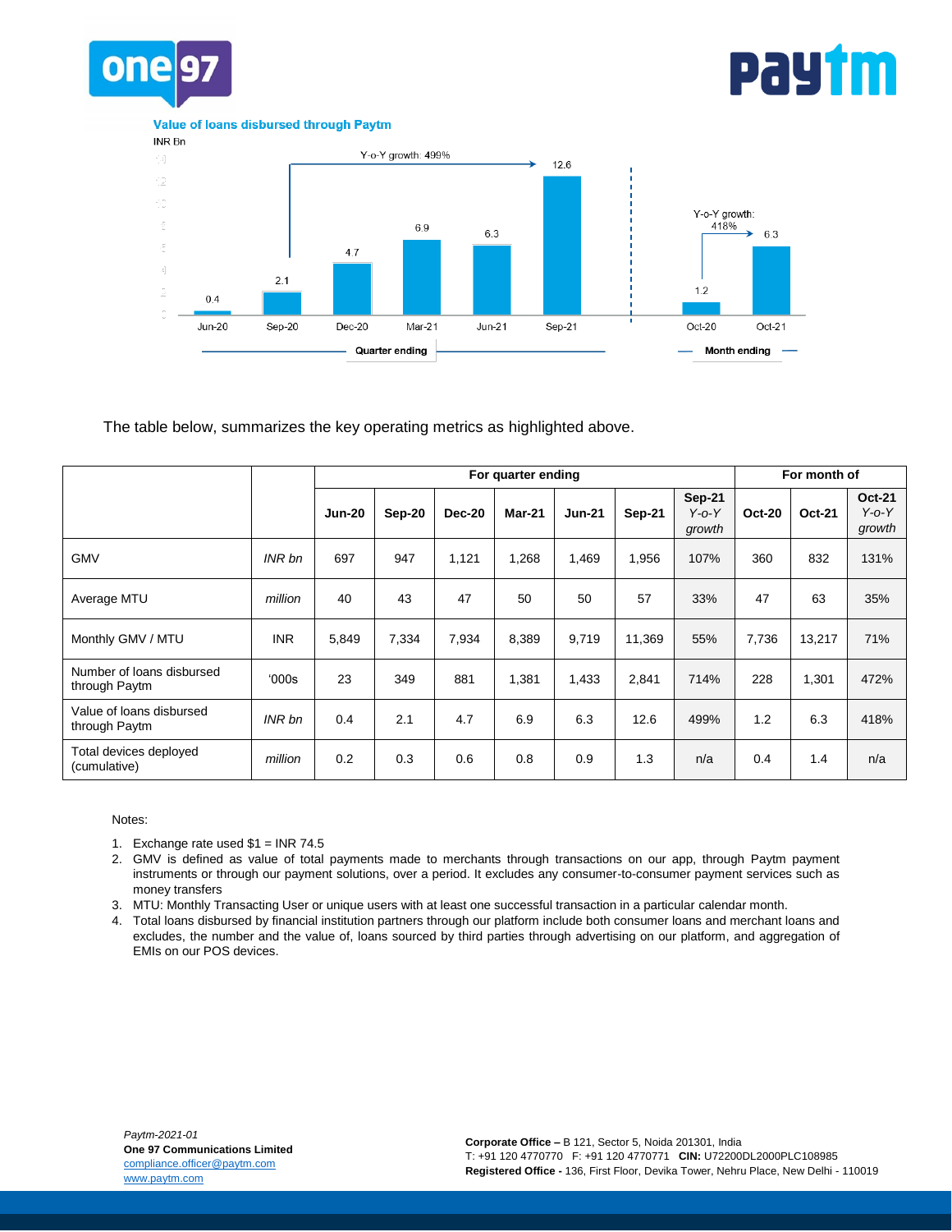**Value of loans disbursed through Paytm**

INR Bn

Y-o-Y growth: 499%

0.4
2.1
4.7
6.9
6.3
12.6

Jun-20
Sep-20
Dec-20
Mar-21
Jun-21
Sep-21

Quarter ending

Y-o-Y growth: 418%

1.2
6.3

Oct-20
Oct-21

Month ending

The table below, summarizes the key operating metrics as highlighted above.

| | | For quarter ending | | | | | | | For month of | | |
|---|---|---|---|---|---|---|---|---|---|---|---|
| | | **Jun-20** | **Sep-20** | **Dec-20** | **Mar-21** | **Jun-21** | **Sep-21** | **Sep-21** *Y-o-Y growth* | **Oct-20** | **Oct-21** | **Oct-21** *Y-o-Y growth* |
| GMV | *INR bn* | 697 | 947 | 1,121 | 1,268 | 1,469 | 1,956 | 107% | 360 | 832 | 131% |
| Average MTU | *million* | 40 | 43 | 47 | 50 | 50 | 57 | 33% | 47 | 63 | 35% |
| Monthly GMV / MTU | INR | 5,849 | 7,334 | 7,934 | 8,389 | 9,719 | 11,369 | 55% | 7,736 | 13,217 | 71% |
| Number of loans disbursed through Paytm | '000s | 23 | 349 | 881 | 1,381 | 1,433 | 2,841 | 714% | 228 | 1,301 | 472% |
| Value of loans disbursed through Paytm | *INR bn* | 0.4 | 2.1 | 4.7 | 6.9 | 6.3 | 12.6 | 499% | 1.2 | 6.3 | 418% |
| Total devices deployed (cumulative) | *million* | 0.2 | 0.3 | 0.6 | 0.8 | 0.9 | 1.3 | n/a | 0.4 | 1.4 | n/a |

Notes:

1. Exchange rate used $1 = INR 74.5
2. GMV is defined as value of total payments made to merchants through transactions on our app, through Paytm payment instruments or through our payment solutions, over a period. It excludes any consumer-to-consumer payment services such as money transfers
3. MTU: Monthly Transacting User or unique users with at least one successful transaction in a particular calendar month.
4. Total loans disbursed by financial institution partners through our platform include both consumer loans and merchant loans and excludes, the number and the value of, loans sourced by third parties through advertising on our platform, and aggregation of EMIs on our POS devices.

*Paytm-2021-01*
**One 97 Communications Limited**
compliance.officer@paytm.com
www.paytm.com

**Corporate Office –** B 121, Sector 5, Noida 201301, India
T: +91 120 4770770 F: +91 120 4770771 **CIN:** U72200DL2000PLC108985
**Registered Office -** 136, First Floor, Devika Tower, Nehru Place, New Delhi - 110019